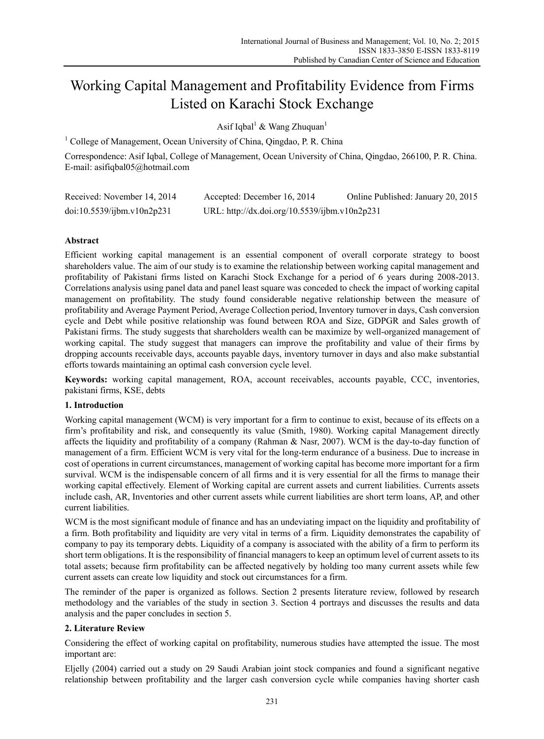# Working Capital Management and Profitability Evidence from Firms Listed on Karachi Stock Exchange

Asif Iqbal[1] & Wang Zhuquan[1]

[1] College of Management, Ocean University of China, Qingdao, P. R. China

Correspondence: Asif Iqbal, College of Management, Ocean University of China, Qingdao, 266100, P. R. China. E-mail: asifiqbal05@hotmail.com

Received: November 14, 2014 Accepted: December 16, 2014 Online Published: January 20, 2015

doi:10.5539/ijbm.v10n2p231 URL: http://dx.doi.org/10.5539/ijbm.v10n2p231

## Abstract

Efficient working capital management is an essential component of overall corporate strategy to boost shareholders value. The aim of our study is to examine the relationship between working capital management and profitability of Pakistani firms listed on Karachi Stock Exchange for a period of 6 years during 2008-2013. Correlations analysis using panel data and panel least square was conceded to check the impact of working capital management on profitability. The study found considerable negative relationship between the measure of profitability and Average Payment Period, Average Collection period, Inventory turnover in days, Cash conversion cycle and Debt while positive relationship was found between ROA and Size, GDPGR and Sales growth of Pakistani firms. The study suggests that shareholders wealth can be maximize by well-organized management of working capital. The study suggest that managers can improve the profitability and value of their firms by dropping accounts receivable days, accounts payable days, inventory turnover in days and also make substantial efforts towards maintaining an optimal cash conversion cycle level.

**Keywords:** working capital management, ROA, account receivables, accounts payable, CCC, inventories, pakistani firms, KSE, debts

## 1. Introduction

Working capital management (WCM) is very important for a firm to continue to exist, because of its effects on a firm's profitability and risk, and consequently its value (Smith, 1980). Working capital Management directly affects the liquidity and profitability of a company (Rahman & Nasr, 2007). WCM is the day-to-day function of management of a firm. Efficient WCM is very vital for the long-term endurance of a business. Due to increase in cost of operations in current circumstances, management of working capital has become more important for a firm survival. WCM is the indispensable concern of all firms and it is very essential for all the firms to manage their working capital effectively. Element of Working capital are current assets and current liabilities. Currents assets include cash, AR, Inventories and other current assets while current liabilities are short term loans, AP, and other current liabilities.

WCM is the most significant module of finance and has an undeviating impact on the liquidity and profitability of a firm. Both profitability and liquidity are very vital in terms of a firm. Liquidity demonstrates the capability of company to pay its temporary debts. Liquidity of a company is associated with the ability of a firm to perform its short term obligations. It is the responsibility of financial managers to keep an optimum level of current assets to its total assets; because firm profitability can be affected negatively by holding too many current assets while few current assets can create low liquidity and stock out circumstances for a firm.

The reminder of the paper is organized as follows. Section 2 presents literature review, followed by research methodology and the variables of the study in section 3. Section 4 portrays and discusses the results and data analysis and the paper concludes in section 5.

## 2. Literature Review

Considering the effect of working capital on profitability, numerous studies have attempted the issue. The most important are:

Eljelly (2004) carried out a study on 29 Saudi Arabian joint stock companies and found a significant negative relationship between profitability and the larger cash conversion cycle while companies having shorter cash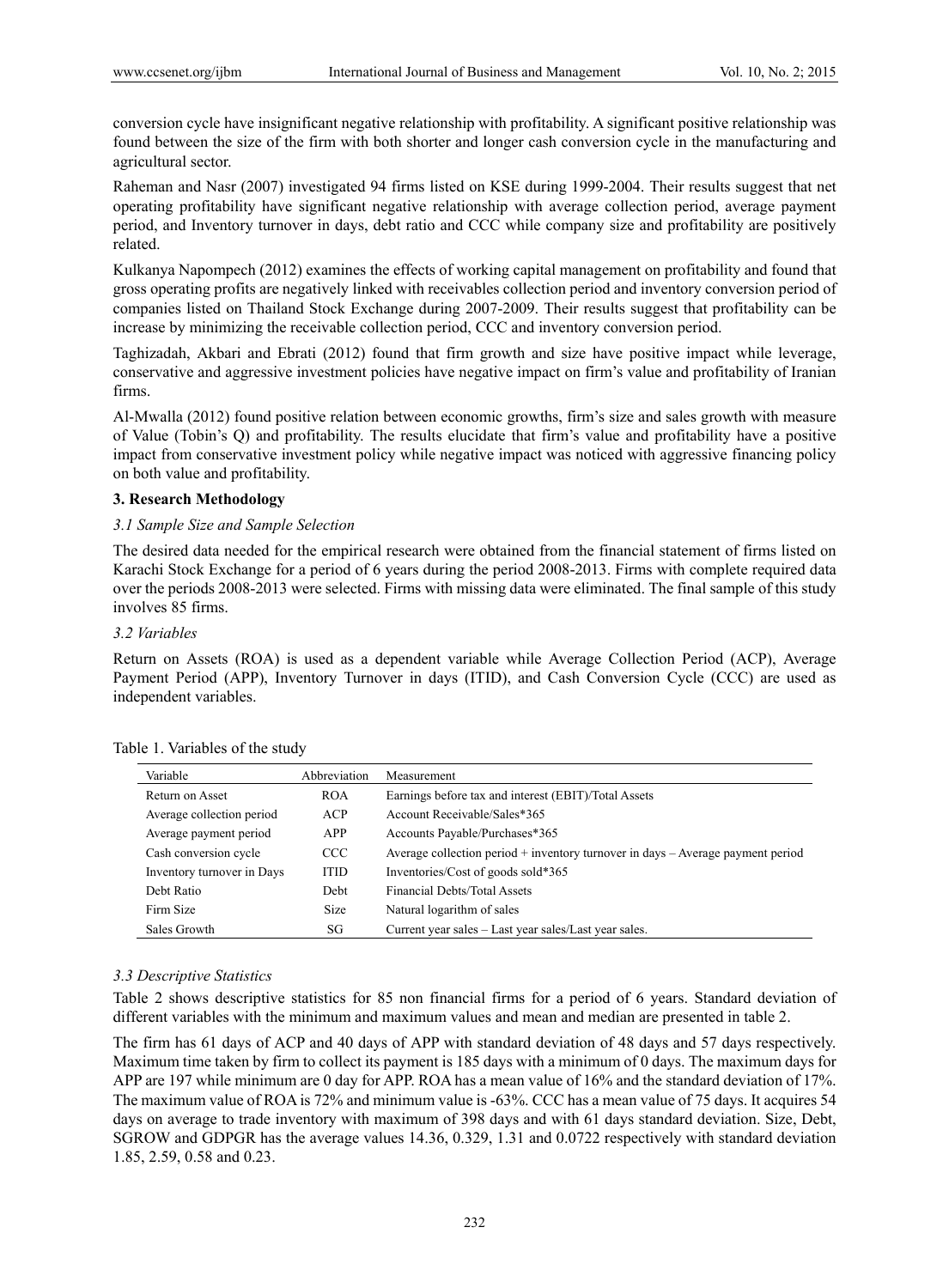conversion cycle have insignificant negative relationship with profitability. A significant positive relationship was found between the size of the firm with both shorter and longer cash conversion cycle in the manufacturing and agricultural sector.

Raheman and Nasr (2007) investigated 94 firms listed on KSE during 1999-2004. Their results suggest that net operating profitability have significant negative relationship with average collection period, average payment period, and Inventory turnover in days, debt ratio and CCC while company size and profitability are positively related.

Kulkanya Napompech (2012) examines the effects of working capital management on profitability and found that gross operating profits are negatively linked with receivables collection period and inventory conversion period of companies listed on Thailand Stock Exchange during 2007-2009. Their results suggest that profitability can be increase by minimizing the receivable collection period, CCC and inventory conversion period.

Taghizadah, Akbari and Ebrati (2012) found that firm growth and size have positive impact while leverage, conservative and aggressive investment policies have negative impact on firm's value and profitability of Iranian firms.

Al-Mwalla (2012) found positive relation between economic growths, firm's size and sales growth with measure of Value (Tobin's Q) and profitability. The results elucidate that firm's value and profitability have a positive impact from conservative investment policy while negative impact was noticed with aggressive financing policy on both value and profitability.

## 3. Research Methodology

### *3.1 Sample Size and Sample Selection*

The desired data needed for the empirical research were obtained from the financial statement of firms listed on Karachi Stock Exchange for a period of 6 years during the period 2008-2013. Firms with complete required data over the periods 2008-2013 were selected. Firms with missing data were eliminated. The final sample of this study involves 85 firms.

### *3.2 Variables*

Return on Assets (ROA) is used as a dependent variable while Average Collection Period (ACP), Average Payment Period (APP), Inventory Turnover in days (ITID), and Cash Conversion Cycle (CCC) are used as independent variables.

Table 1. Variables of the study

| Variable | Abbreviation | Measurement |
|---|---|---|
| Return on Asset | ROA | Earnings before tax and interest (EBIT)/Total Assets |
| Average collection period | ACP | Account Receivable/Sales*365 |
| Average payment period | APP | Accounts Payable/Purchases*365 |
| Cash conversion cycle | CCC | Average collection period + inventory turnover in days – Average payment period |
| Inventory turnover in Days | ITID | Inventories/Cost of goods sold*365 |
| Debt Ratio | Debt | Financial Debts/Total Assets |
| Firm Size | Size | Natural logarithm of sales |
| Sales Growth | SG | Current year sales – Last year sales/Last year sales. |

### *3.3 Descriptive Statistics*

Table 2 shows descriptive statistics for 85 non financial firms for a period of 6 years. Standard deviation of different variables with the minimum and maximum values and mean and median are presented in table 2.

The firm has 61 days of ACP and 40 days of APP with standard deviation of 48 days and 57 days respectively. Maximum time taken by firm to collect its payment is 185 days with a minimum of 0 days. The maximum days for APP are 197 while minimum are 0 day for APP. ROA has a mean value of 16% and the standard deviation of 17%. The maximum value of ROA is 72% and minimum value is -63%. CCC has a mean value of 75 days. It acquires 54 days on average to trade inventory with maximum of 398 days and with 61 days standard deviation. Size, Debt, SGROW and GDPGR has the average values 14.36, 0.329, 1.31 and 0.0722 respectively with standard deviation 1.85, 2.59, 0.58 and 0.23.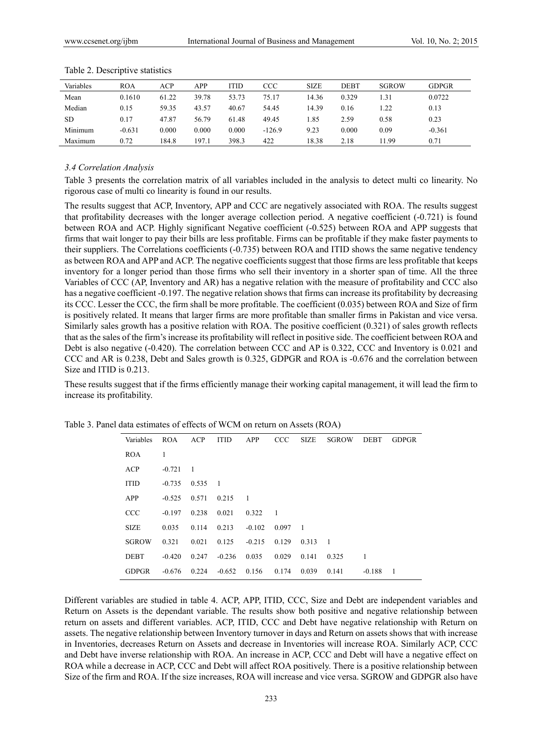Table 2. Descriptive statistics

| Variables | ROA | ACP | APP | ITID | CCC | SIZE | DEBT | SGROW | GDPGR |
|---|---|---|---|---|---|---|---|---|---|
| Mean | 0.1610 | 61.22 | 39.78 | 53.73 | 75.17 | 14.36 | 0.329 | 1.31 | 0.0722 |
| Median | 0.15 | 59.35 | 43.57 | 40.67 | 54.45 | 14.39 | 0.16 | 1.22 | 0.13 |
| SD | 0.17 | 47.87 | 56.79 | 61.48 | 49.45 | 1.85 | 2.59 | 0.58 | 0.23 |
| Minimum | -0.631 | 0.000 | 0.000 | 0.000 | -126.9 | 9.23 | 0.000 | 0.09 | -0.361 |
| Maximum | 0.72 | 184.8 | 197.1 | 398.3 | 422 | 18.38 | 2.18 | 11.99 | 0.71 |

### *3.4 Correlation Analysis*

Table 3 presents the correlation matrix of all variables included in the analysis to detect multi co linearity. No rigorous case of multi co linearity is found in our results.

The results suggest that ACP, Inventory, APP and CCC are negatively associated with ROA. The results suggest that profitability decreases with the longer average collection period. A negative coefficient (-0.721) is found between ROA and ACP. Highly significant Negative coefficient (-0.525) between ROA and APP suggests that firms that wait longer to pay their bills are less profitable. Firms can be profitable if they make faster payments to their suppliers. The Correlations coefficients (-0.735) between ROA and ITID shows the same negative tendency as between ROA and APP and ACP. The negative coefficients suggest that those firms are less profitable that keeps inventory for a longer period than those firms who sell their inventory in a shorter span of time. All the three Variables of CCC (AP, Inventory and AR) has a negative relation with the measure of profitability and CCC also has a negative coefficient -0.197. The negative relation shows that firms can increase its profitability by decreasing its CCC. Lesser the CCC, the firm shall be more profitable. The coefficient (0.035) between ROA and Size of firm is positively related. It means that larger firms are more profitable than smaller firms in Pakistan and vice versa. Similarly sales growth has a positive relation with ROA. The positive coefficient (0.321) of sales growth reflects that as the sales of the firm's increase its profitability will reflect in positive side. The coefficient between ROA and Debt is also negative (-0.420). The correlation between CCC and AP is 0.322, CCC and Inventory is 0.021 and CCC and AR is 0.238, Debt and Sales growth is 0.325, GDPGR and ROA is -0.676 and the correlation between Size and ITID is 0.213.

These results suggest that if the firms efficiently manage their working capital management, it will lead the firm to increase its profitability.

Table 3. Panel data estimates of effects of WCM on return on Assets (ROA)

| Variables | ROA | ACP | ITID | APP | CCC | SIZE | SGROW | DEBT | GDPGR |
|---|---|---|---|---|---|---|---|---|---|
| ROA | 1 | | | | | | | | |
| ACP | -0.721 | 1 | | | | | | | |
| ITID | -0.735 | 0.535 | 1 | | | | | | |
| APP | -0.525 | 0.571 | 0.215 | 1 | | | | | |
| CCC | -0.197 | 0.238 | 0.021 | 0.322 | 1 | | | | |
| SIZE | 0.035 | 0.114 | 0.213 | -0.102 | 0.097 | 1 | | | |
| SGROW | 0.321 | 0.021 | 0.125 | -0.215 | 0.129 | 0.313 | 1 | | |
| DEBT | -0.420 | 0.247 | -0.236 | 0.035 | 0.029 | 0.141 | 0.325 | 1 | |
| GDPGR | -0.676 | 0.224 | -0.652 | 0.156 | 0.174 | 0.039 | 0.141 | -0.188 | 1 |

Different variables are studied in table 4. ACP, APP, ITID, CCC, Size and Debt are independent variables and Return on Assets is the dependant variable. The results show both positive and negative relationship between return on assets and different variables. ACP, ITID, CCC and Debt have negative relationship with Return on assets. The negative relationship between Inventory turnover in days and Return on assets shows that with increase in Inventories, decreases Return on Assets and decrease in Inventories will increase ROA. Similarly ACP, CCC and Debt have inverse relationship with ROA. An increase in ACP, CCC and Debt will have a negative effect on ROA while a decrease in ACP, CCC and Debt will affect ROA positively. There is a positive relationship between Size of the firm and ROA. If the size increases, ROA will increase and vice versa. SGROW and GDPGR also have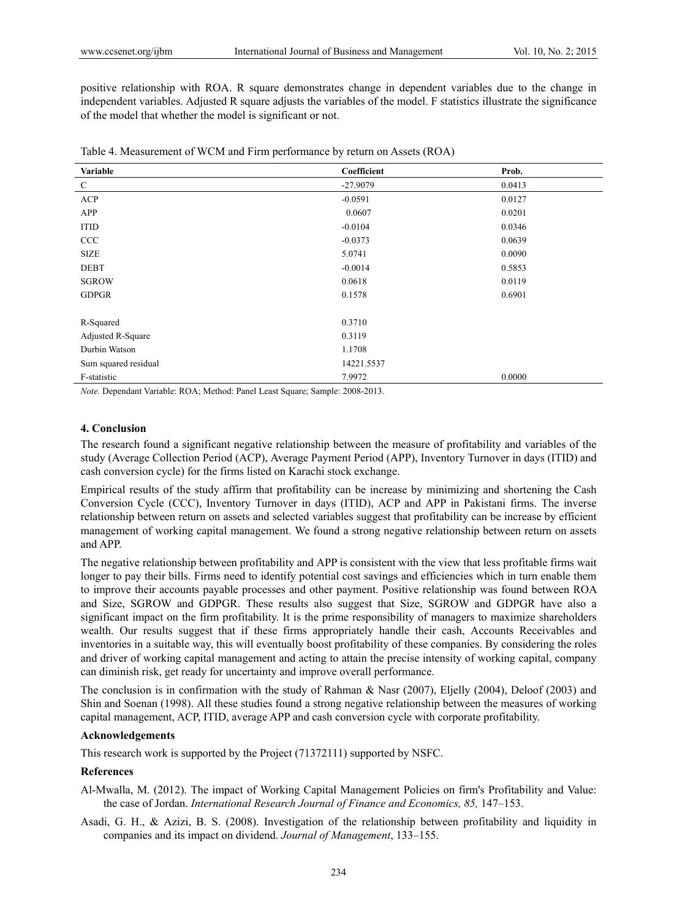positive relationship with ROA. R square demonstrates change in dependent variables due to the change in independent variables. Adjusted R square adjusts the variables of the model. F statistics illustrate the significance of the model that whether the model is significant or not.

Table 4. Measurement of WCM and Firm performance by return on Assets (ROA)

| **Variable** | **Coefficient** | **Prob.** |
|---|---|---|
| C | -27.9079 | 0.0413 |
| ACP | -0.0591 | 0.0127 |
| APP | 0.0607 | 0.0201 |
| ITID | -0.0104 | 0.0346 |
| CCC | -0.0373 | 0.0639 |
| SIZE | 5.0741 | 0.0090 |
| DEBT | -0.0014 | 0.5853 |
| SGROW | 0.0618 | 0.0119 |
| GDPGR | 0.1578 | 0.6901 |
| | | |
| R-Squared | 0.3710 | |
| Adjusted R-Square | 0.3119 | |
| Durbin Watson | 1.1708 | |
| Sum squared residual | 14221.5537 | |
| F-statistic | 7.9972 | 0.0000 |

*Note.* Dependant Variable: ROA; Method: Panel Least Square; Sample: 2008-2013.

## 4. Conclusion

The research found a significant negative relationship between the measure of profitability and variables of the study (Average Collection Period (ACP), Average Payment Period (APP), Inventory Turnover in days (ITID) and cash conversion cycle) for the firms listed on Karachi stock exchange.

Empirical results of the study affirm that profitability can be increase by minimizing and shortening the Cash Conversion Cycle (CCC), Inventory Turnover in days (ITID), ACP and APP in Pakistani firms. The inverse relationship between return on assets and selected variables suggest that profitability can be increase by efficient management of working capital management. We found a strong negative relationship between return on assets and APP.

The negative relationship between profitability and APP is consistent with the view that less profitable firms wait longer to pay their bills. Firms need to identify potential cost savings and efficiencies which in turn enable them to improve their accounts payable processes and other payment. Positive relationship was found between ROA and Size, SGROW and GDPGR. These results also suggest that Size, SGROW and GDPGR have also a significant impact on the firm profitability. It is the prime responsibility of managers to maximize shareholders wealth. Our results suggest that if these firms appropriately handle their cash, Accounts Receivables and inventories in a suitable way, this will eventually boost profitability of these companies. By considering the roles and driver of working capital management and acting to attain the precise intensity of working capital, company can diminish risk, get ready for uncertainty and improve overall performance.

The conclusion is in confirmation with the study of Rahman & Nasr (2007), Eljelly (2004), Deloof (2003) and Shin and Soenan (1998). All these studies found a strong negative relationship between the measures of working capital management, ACP, ITID, average APP and cash conversion cycle with corporate profitability.

### Acknowledgements

This research work is supported by the Project (71372111) supported by NSFC.

### References

Al-Mwalla, M. (2012). The impact of Working Capital Management Policies on firm's Profitability and Value: the case of Jordan. *International Research Journal of Finance and Economics, 85,* 147–153.

Asadi, G. H., & Azizi, B. S. (2008). Investigation of the relationship between profitability and liquidity in companies and its impact on dividend. *Journal of Management*, 133–155.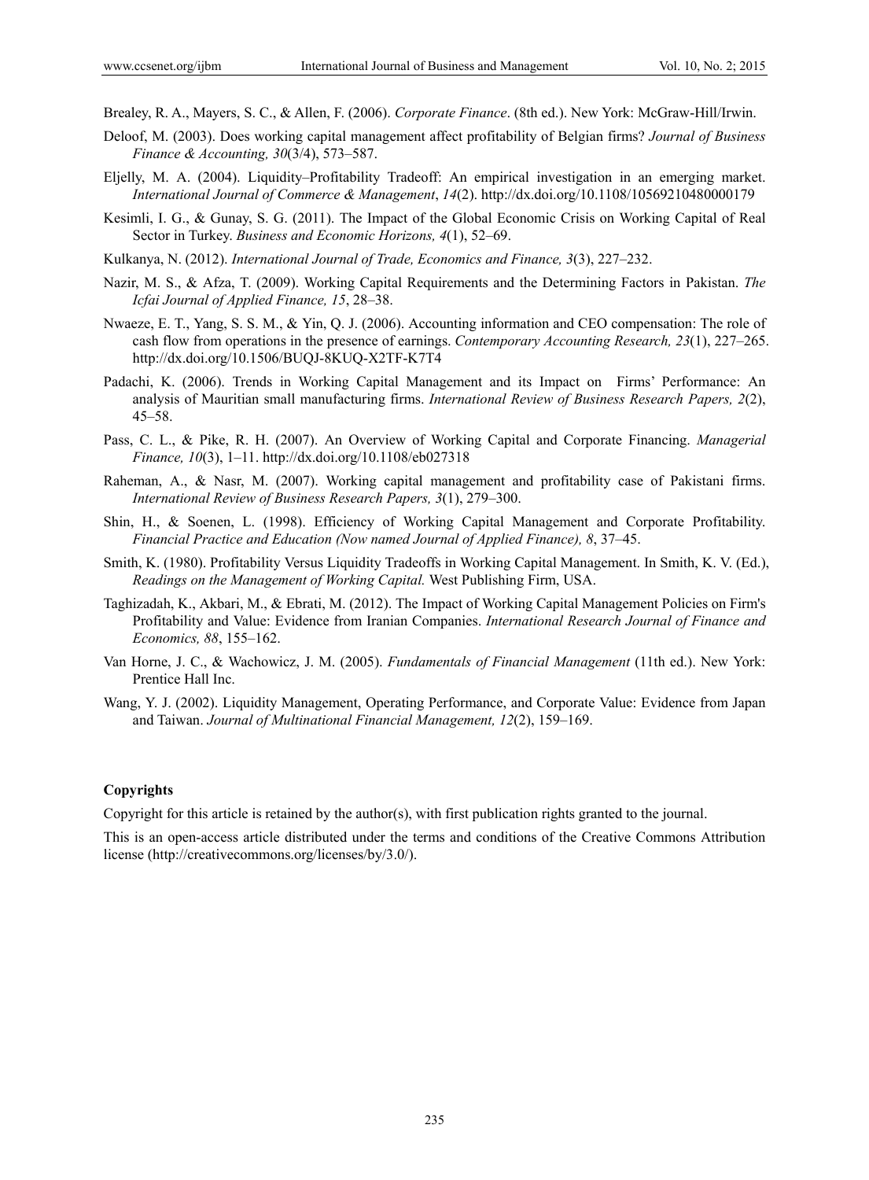Brealey, R. A., Mayers, S. C., & Allen, F. (2006). *Corporate Finance*. (8th ed.). New York: McGraw-Hill/Irwin.

Deloof, M. (2003). Does working capital management affect profitability of Belgian firms? *Journal of Business Finance & Accounting, 30*(3/4), 573–587.

Eljelly, M. A. (2004). Liquidity–Profitability Tradeoff: An empirical investigation in an emerging market. *International Journal of Commerce & Management*, *14*(2). http://dx.doi.org/10.1108/10569210480000179

Kesimli, I. G., & Gunay, S. G. (2011). The Impact of the Global Economic Crisis on Working Capital of Real Sector in Turkey. *Business and Economic Horizons, 4*(1), 52–69.

Kulkanya, N. (2012). *International Journal of Trade, Economics and Finance, 3*(3), 227–232.

Nazir, M. S., & Afza, T. (2009). Working Capital Requirements and the Determining Factors in Pakistan. *The Icfai Journal of Applied Finance, 15*, 28–38.

Nwaeze, E. T., Yang, S. S. M., & Yin, Q. J. (2006). Accounting information and CEO compensation: The role of cash flow from operations in the presence of earnings. *Contemporary Accounting Research, 23*(1), 227–265. http://dx.doi.org/10.1506/BUQJ-8KUQ-X2TF-K7T4

Padachi, K. (2006). Trends in Working Capital Management and its Impact on Firms' Performance: An analysis of Mauritian small manufacturing firms. *International Review of Business Research Papers, 2*(2), 45–58.

Pass, C. L., & Pike, R. H. (2007). An Overview of Working Capital and Corporate Financing. *Managerial Finance, 10*(3), 1–11. http://dx.doi.org/10.1108/eb027318

Raheman, A., & Nasr, M. (2007). Working capital management and profitability case of Pakistani firms. *International Review of Business Research Papers, 3*(1), 279–300.

Shin, H., & Soenen, L. (1998). Efficiency of Working Capital Management and Corporate Profitability. *Financial Practice and Education (Now named Journal of Applied Finance), 8*, 37–45.

Smith, K. (1980). Profitability Versus Liquidity Tradeoffs in Working Capital Management. In Smith, K. V. (Ed.), *Readings on the Management of Working Capital.* West Publishing Firm, USA.

Taghizadah, K., Akbari, M., & Ebrati, M. (2012). The Impact of Working Capital Management Policies on Firm's Profitability and Value: Evidence from Iranian Companies. *International Research Journal of Finance and Economics, 88*, 155–162.

Van Horne, J. C., & Wachowicz, J. M. (2005). *Fundamentals of Financial Management* (11th ed.). New York: Prentice Hall Inc.

Wang, Y. J. (2002). Liquidity Management, Operating Performance, and Corporate Value: Evidence from Japan and Taiwan. *Journal of Multinational Financial Management, 12*(2), 159–169.

**Copyrights**

Copyright for this article is retained by the author(s), with first publication rights granted to the journal.

This is an open-access article distributed under the terms and conditions of the Creative Commons Attribution license (http://creativecommons.org/licenses/by/3.0/).